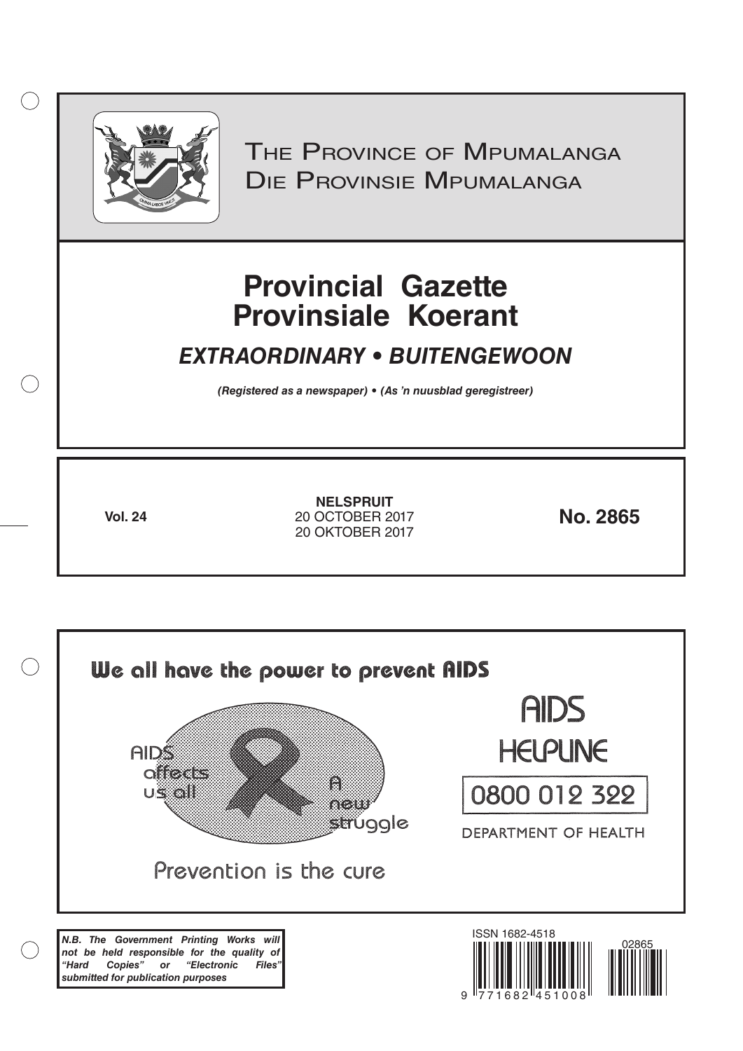# The Province of Mpumalanga
# Die Provinsie Mpumalanga

# Provincial Gazette
# Provinsiale Koerant

## *EXTRAORDINARY • BUITENGEWOON*

***(Registered as a newspaper) • (As 'n nuusblad geregistreer)***

| **Vol. 24** | **NELSPRUIT**<br>20 OCTOBER 2017<br>20 OKTOBER 2017 | **No. 2865** |
|---|---|---|

**We all have the power to prevent AIDS**

AIDS affects us all

A new struggle

Prevention is the cure

AIDS HELPLINE

0800 012 322

DEPARTMENT OF HEALTH

***N.B. The Government Printing Works will not be held responsible for the quality of "Hard Copies" or "Electronic Files" submitted for publication purposes***

ISSN 1682-4518

02865

9 771682 451008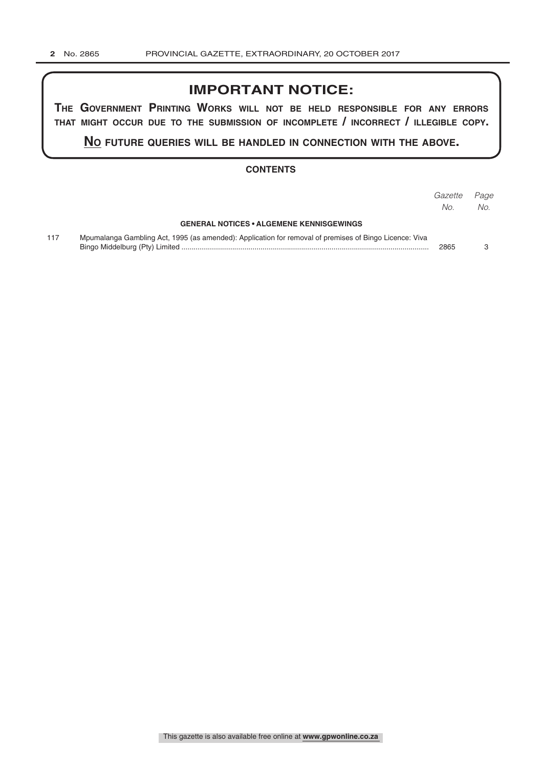# IMPORTANT NOTICE:

**THE GOVERNMENT PRINTING WORKS WILL NOT BE HELD RESPONSIBLE FOR ANY ERRORS THAT MIGHT OCCUR DUE TO THE SUBMISSION OF INCOMPLETE / INCORRECT / ILLEGIBLE COPY.**

**NO FUTURE QUERIES WILL BE HANDLED IN CONNECTION WITH THE ABOVE.**

## CONTENTS

| | | *Gazette No.* | *Page No.* |
|---|---|---|---|
| | **GENERAL NOTICES • ALGEMENE KENNISGEWINGS** | | |
| 117 | Mpumalanga Gambling Act, 1995 (as amended): Application for removal of premises of Bingo Licence: Viva Bingo Middelburg (Pty) Limited | 2865 | 3 |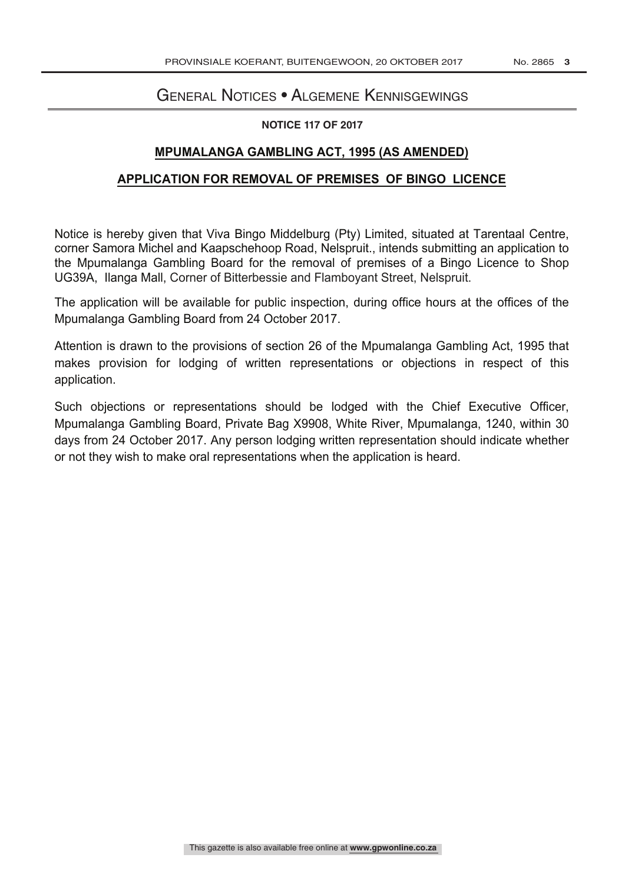# General Notices • Algemene Kennisgewings

**NOTICE 117 OF 2017**

## MPUMALANGA GAMBLING ACT, 1995 (AS AMENDED)

## APPLICATION FOR REMOVAL OF PREMISES OF BINGO LICENCE

Notice is hereby given that Viva Bingo Middelburg (Pty) Limited, situated at Tarentaal Centre, corner Samora Michel and Kaapschehoop Road, Nelspruit., intends submitting an application to the Mpumalanga Gambling Board for the removal of premises of a Bingo Licence to Shop UG39A, Ilanga Mall, Corner of Bitterbessie and Flamboyant Street, Nelspruit.

The application will be available for public inspection, during office hours at the offices of the Mpumalanga Gambling Board from 24 October 2017.

Attention is drawn to the provisions of section 26 of the Mpumalanga Gambling Act, 1995 that makes provision for lodging of written representations or objections in respect of this application.

Such objections or representations should be lodged with the Chief Executive Officer, Mpumalanga Gambling Board, Private Bag X9908, White River, Mpumalanga, 1240, within 30 days from 24 October 2017. Any person lodging written representation should indicate whether or not they wish to make oral representations when the application is heard.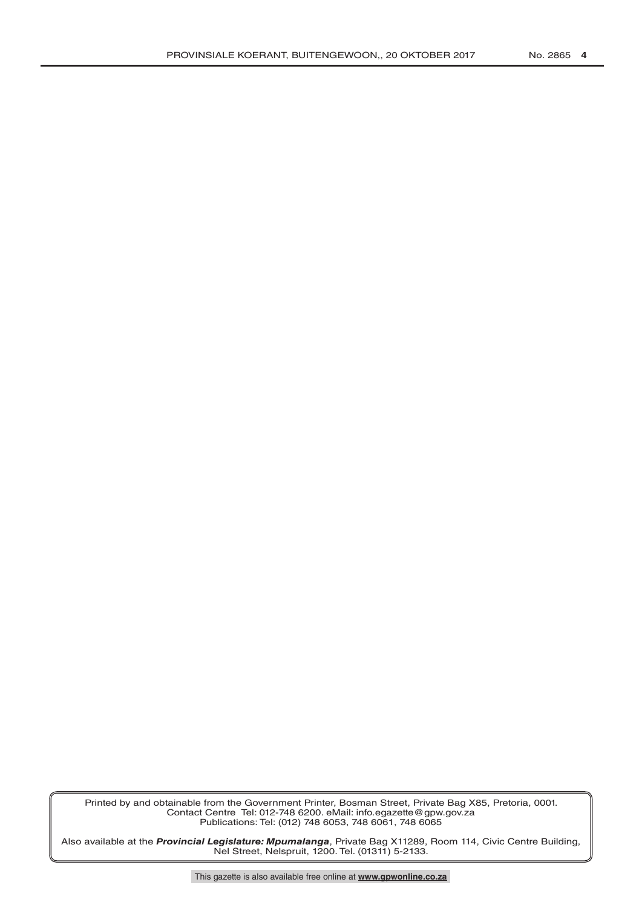Printed by and obtainable from the Government Printer, Bosman Street, Private Bag X85, Pretoria, 0001.
Contact Centre Tel: 012-748 6200. eMail: info.egazette@gpw.gov.za
Publications: Tel: (012) 748 6053, 748 6061, 748 6065

Also available at the ***Provincial Legislature: Mpumalanga***, Private Bag X11289, Room 114, Civic Centre Building, Nel Street, Nelspruit, 1200. Tel. (01311) 5-2133.

This gazette is also available free online at **www.gpwonline.co.za**